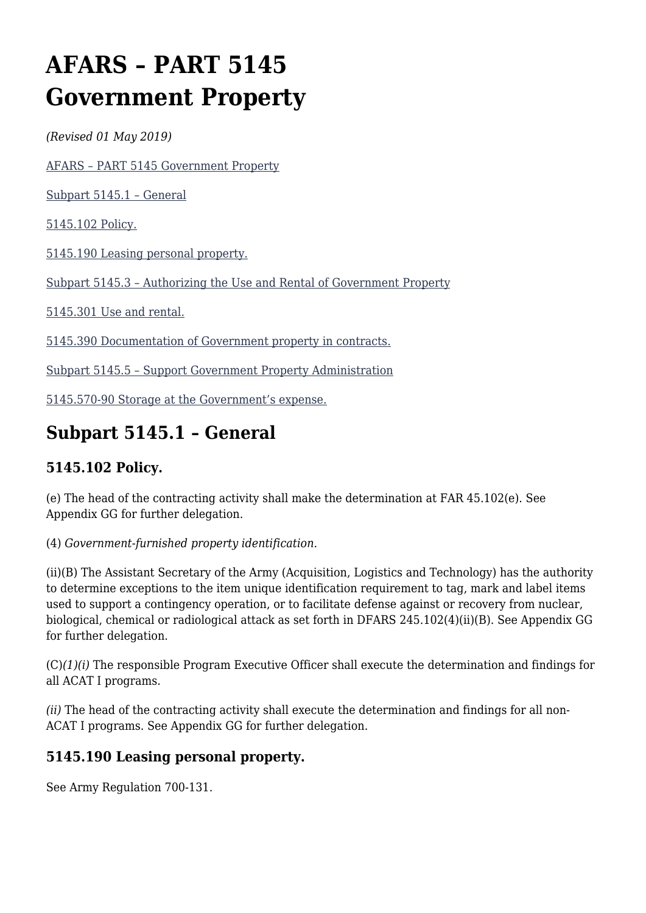# AFARS – PART 5145 Government Property

*(Revised 01 May 2019)*

AFARS – PART 5145 Government Property

Subpart 5145.1 – General

5145.102 Policy.

5145.190 Leasing personal property.

Subpart 5145.3 – Authorizing the Use and Rental of Government Property

5145.301 Use and rental.

5145.390 Documentation of Government property in contracts.

Subpart 5145.5 – Support Government Property Administration

5145.570-90 Storage at the Government's expense.

## Subpart 5145.1 – General

### 5145.102 Policy.

(e) The head of the contracting activity shall make the determination at FAR 45.102(e). See Appendix GG for further delegation.

(4) *Government-furnished property identification.*

(ii)(B) The Assistant Secretary of the Army (Acquisition, Logistics and Technology) has the authority to determine exceptions to the item unique identification requirement to tag, mark and label items used to support a contingency operation, or to facilitate defense against or recovery from nuclear, biological, chemical or radiological attack as set forth in DFARS 245.102(4)(ii)(B). See Appendix GG for further delegation.

(C)*(1)(i)* The responsible Program Executive Officer shall execute the determination and findings for all ACAT I programs.

*(ii)* The head of the contracting activity shall execute the determination and findings for all non-ACAT I programs. See Appendix GG for further delegation.

### 5145.190 Leasing personal property.

See Army Regulation 700-131.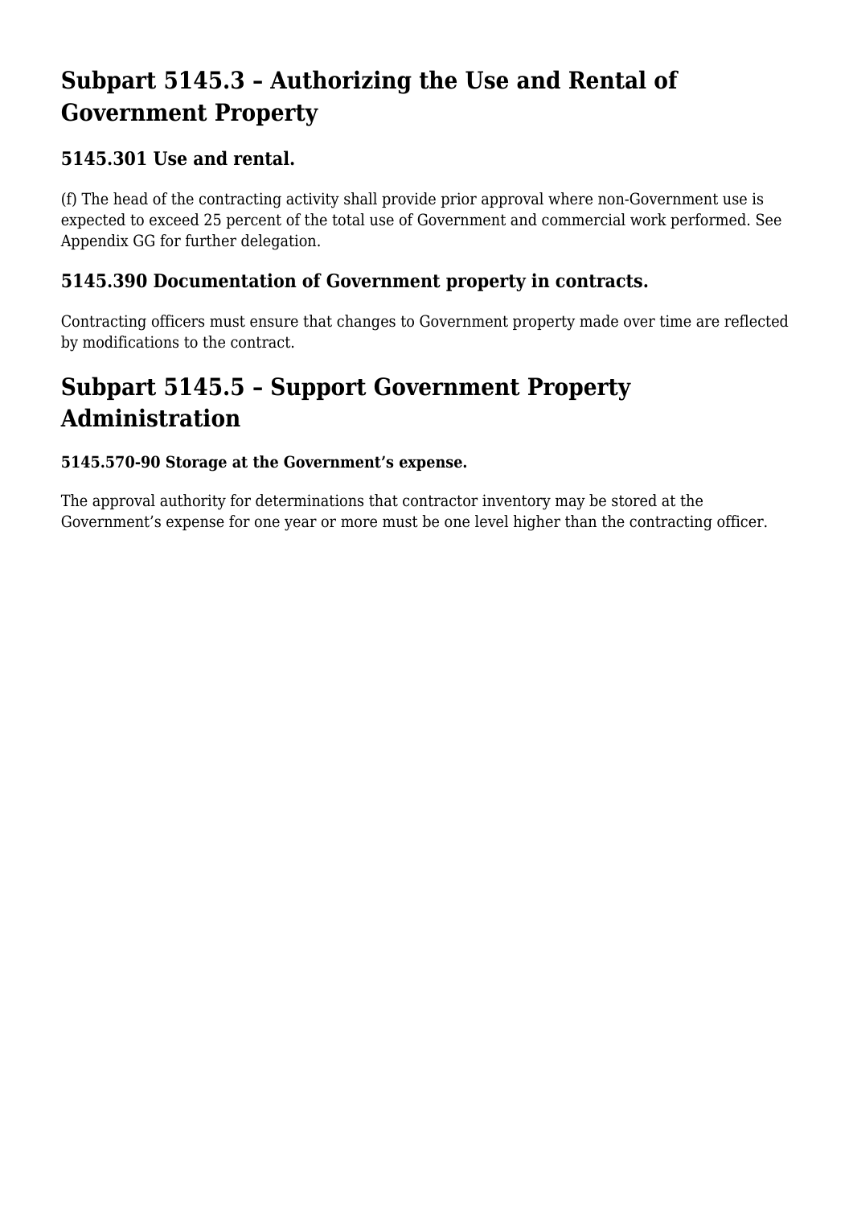## Subpart 5145.3 – Authorizing the Use and Rental of Government Property

### 5145.301 Use and rental.

(f) The head of the contracting activity shall provide prior approval where non-Government use is expected to exceed 25 percent of the total use of Government and commercial work performed. See Appendix GG for further delegation.

### 5145.390 Documentation of Government property in contracts.

Contracting officers must ensure that changes to Government property made over time are reflected by modifications to the contract.

## Subpart 5145.5 – Support Government Property Administration

#### 5145.570-90 Storage at the Government's expense.

The approval authority for determinations that contractor inventory may be stored at the Government's expense for one year or more must be one level higher than the contracting officer.